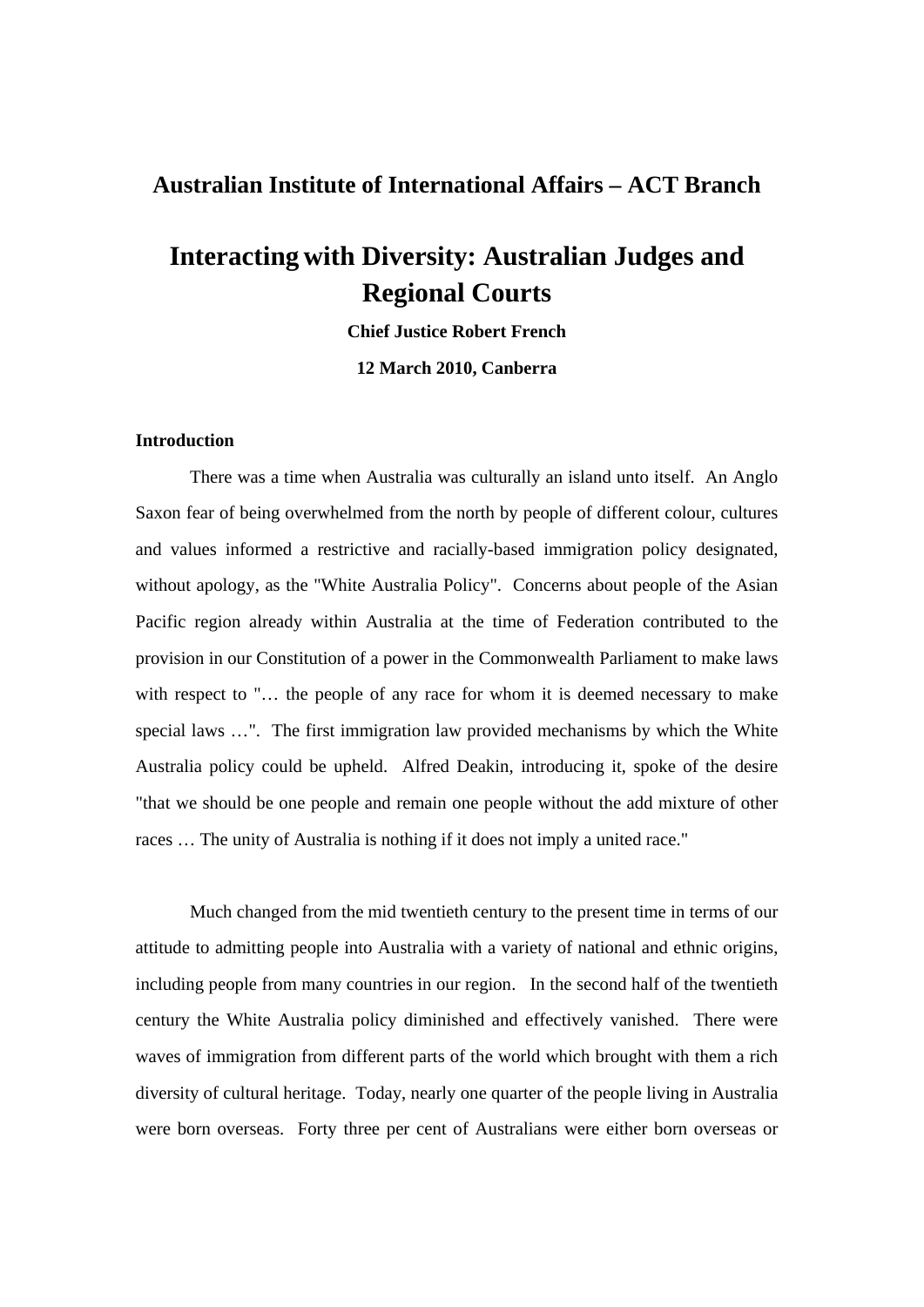# Australian Institute of International Affairs – ACT Branch

# Interacting with Diversity: Australian Judges and Regional Courts

**Chief Justice Robert French**

**12 March 2010, Canberra**

**Introduction**

There was a time when Australia was culturally an island unto itself. An Anglo Saxon fear of being overwhelmed from the north by people of different colour, cultures and values informed a restrictive and racially-based immigration policy designated, without apology, as the "White Australia Policy". Concerns about people of the Asian Pacific region already within Australia at the time of Federation contributed to the provision in our Constitution of a power in the Commonwealth Parliament to make laws with respect to "… the people of any race for whom it is deemed necessary to make special laws …". The first immigration law provided mechanisms by which the White Australia policy could be upheld. Alfred Deakin, introducing it, spoke of the desire "that we should be one people and remain one people without the add mixture of other races … The unity of Australia is nothing if it does not imply a united race."

Much changed from the mid twentieth century to the present time in terms of our attitude to admitting people into Australia with a variety of national and ethnic origins, including people from many countries in our region. In the second half of the twentieth century the White Australia policy diminished and effectively vanished. There were waves of immigration from different parts of the world which brought with them a rich diversity of cultural heritage. Today, nearly one quarter of the people living in Australia were born overseas. Forty three per cent of Australians were either born overseas or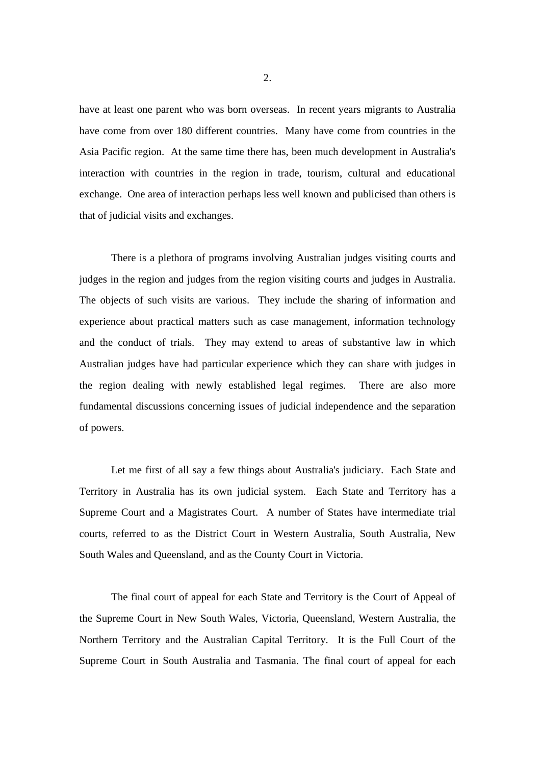have at least one parent who was born overseas. In recent years migrants to Australia have come from over 180 different countries. Many have come from countries in the Asia Pacific region. At the same time there has, been much development in Australia's interaction with countries in the region in trade, tourism, cultural and educational exchange. One area of interaction perhaps less well known and publicised than others is that of judicial visits and exchanges.

There is a plethora of programs involving Australian judges visiting courts and judges in the region and judges from the region visiting courts and judges in Australia. The objects of such visits are various. They include the sharing of information and experience about practical matters such as case management, information technology and the conduct of trials. They may extend to areas of substantive law in which Australian judges have had particular experience which they can share with judges in the region dealing with newly established legal regimes. There are also more fundamental discussions concerning issues of judicial independence and the separation of powers.

Let me first of all say a few things about Australia's judiciary. Each State and Territory in Australia has its own judicial system. Each State and Territory has a Supreme Court and a Magistrates Court. A number of States have intermediate trial courts, referred to as the District Court in Western Australia, South Australia, New South Wales and Queensland, and as the County Court in Victoria.

The final court of appeal for each State and Territory is the Court of Appeal of the Supreme Court in New South Wales, Victoria, Queensland, Western Australia, the Northern Territory and the Australian Capital Territory. It is the Full Court of the Supreme Court in South Australia and Tasmania. The final court of appeal for each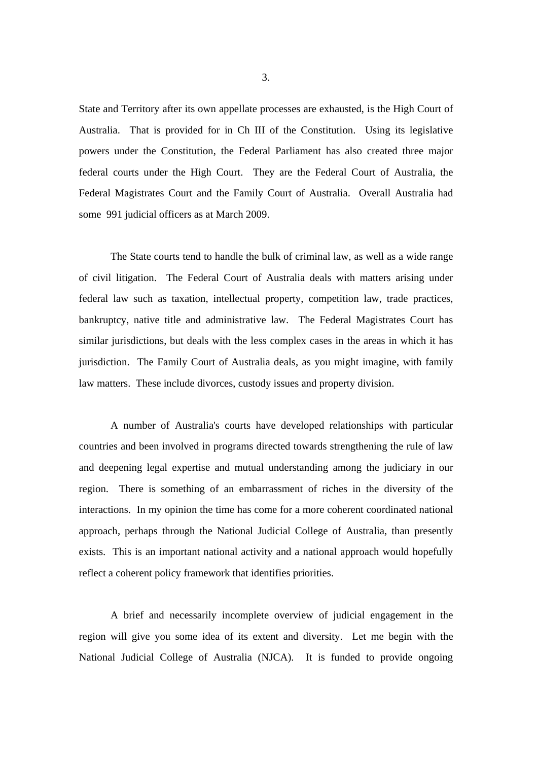State and Territory after its own appellate processes are exhausted, is the High Court of Australia. That is provided for in Ch III of the Constitution. Using its legislative powers under the Constitution, the Federal Parliament has also created three major federal courts under the High Court. They are the Federal Court of Australia, the Federal Magistrates Court and the Family Court of Australia. Overall Australia had some 991 judicial officers as at March 2009.

The State courts tend to handle the bulk of criminal law, as well as a wide range of civil litigation. The Federal Court of Australia deals with matters arising under federal law such as taxation, intellectual property, competition law, trade practices, bankruptcy, native title and administrative law. The Federal Magistrates Court has similar jurisdictions, but deals with the less complex cases in the areas in which it has jurisdiction. The Family Court of Australia deals, as you might imagine, with family law matters. These include divorces, custody issues and property division.

A number of Australia's courts have developed relationships with particular countries and been involved in programs directed towards strengthening the rule of law and deepening legal expertise and mutual understanding among the judiciary in our region. There is something of an embarrassment of riches in the diversity of the interactions. In my opinion the time has come for a more coherent coordinated national approach, perhaps through the National Judicial College of Australia, than presently exists. This is an important national activity and a national approach would hopefully reflect a coherent policy framework that identifies priorities.

A brief and necessarily incomplete overview of judicial engagement in the region will give you some idea of its extent and diversity. Let me begin with the National Judicial College of Australia (NJCA). It is funded to provide ongoing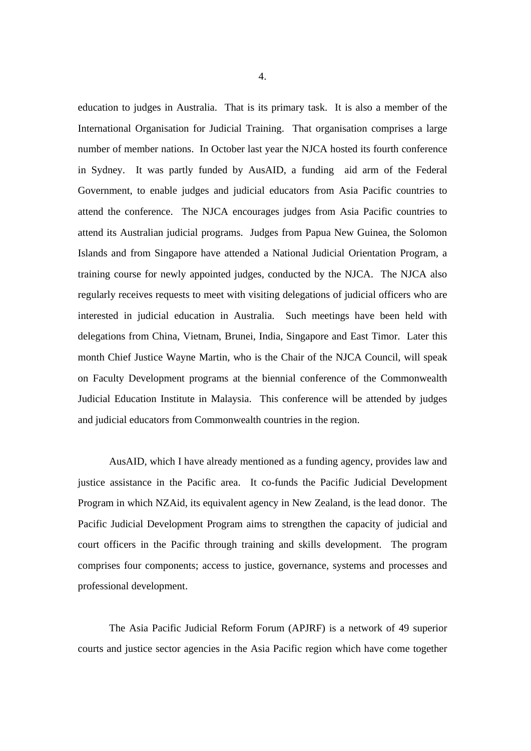education to judges in Australia. That is its primary task. It is also a member of the International Organisation for Judicial Training. That organisation comprises a large number of member nations. In October last year the NJCA hosted its fourth conference in Sydney. It was partly funded by AusAID, a funding aid arm of the Federal Government, to enable judges and judicial educators from Asia Pacific countries to attend the conference. The NJCA encourages judges from Asia Pacific countries to attend its Australian judicial programs. Judges from Papua New Guinea, the Solomon Islands and from Singapore have attended a National Judicial Orientation Program, a training course for newly appointed judges, conducted by the NJCA. The NJCA also regularly receives requests to meet with visiting delegations of judicial officers who are interested in judicial education in Australia. Such meetings have been held with delegations from China, Vietnam, Brunei, India, Singapore and East Timor. Later this month Chief Justice Wayne Martin, who is the Chair of the NJCA Council, will speak on Faculty Development programs at the biennial conference of the Commonwealth Judicial Education Institute in Malaysia. This conference will be attended by judges and judicial educators from Commonwealth countries in the region.

AusAID, which I have already mentioned as a funding agency, provides law and justice assistance in the Pacific area. It co-funds the Pacific Judicial Development Program in which NZAid, its equivalent agency in New Zealand, is the lead donor. The Pacific Judicial Development Program aims to strengthen the capacity of judicial and court officers in the Pacific through training and skills development. The program comprises four components; access to justice, governance, systems and processes and professional development.

The Asia Pacific Judicial Reform Forum (APJRF) is a network of 49 superior courts and justice sector agencies in the Asia Pacific region which have come together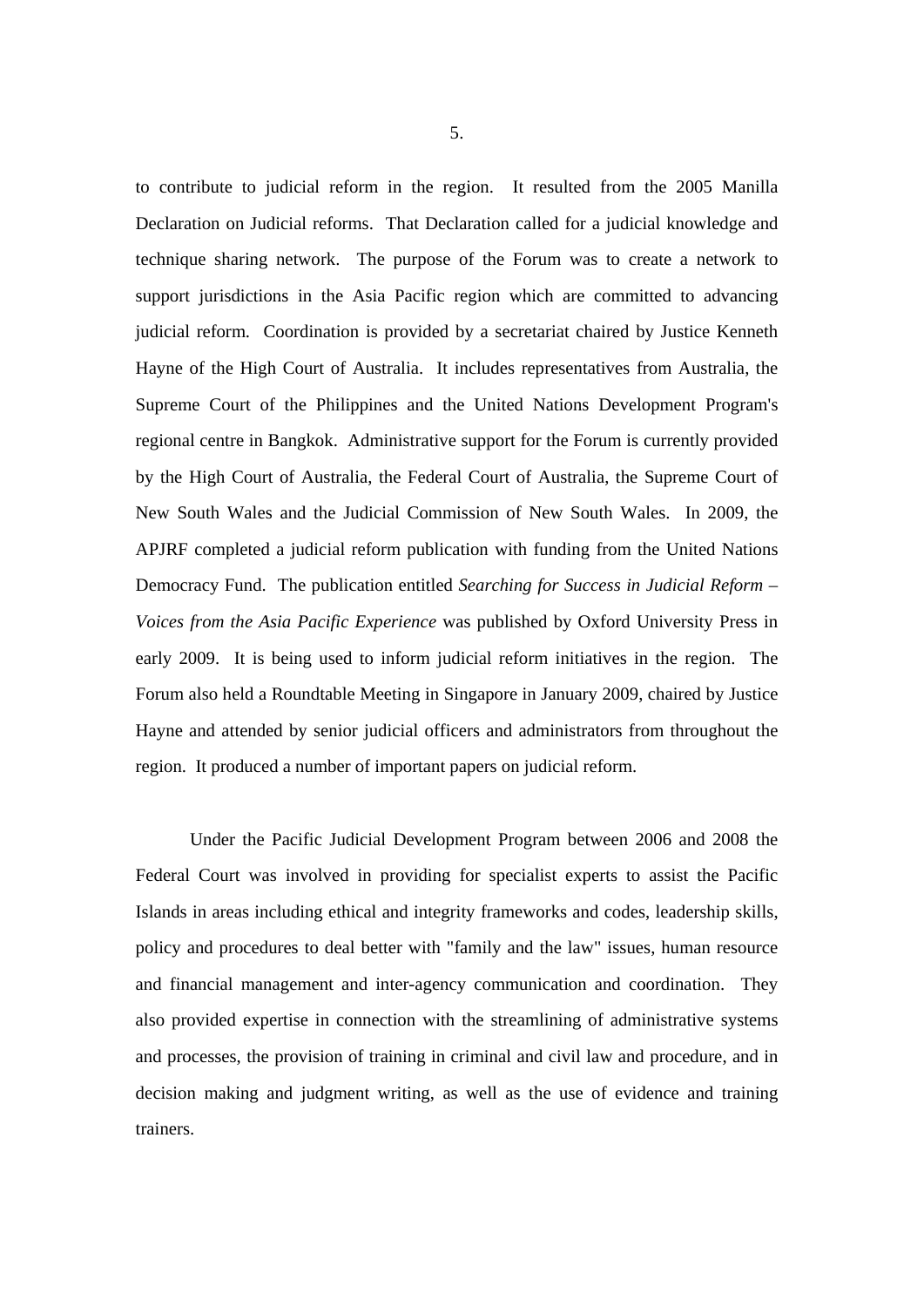to contribute to judicial reform in the region. It resulted from the 2005 Manilla Declaration on Judicial reforms. That Declaration called for a judicial knowledge and technique sharing network. The purpose of the Forum was to create a network to support jurisdictions in the Asia Pacific region which are committed to advancing judicial reform. Coordination is provided by a secretariat chaired by Justice Kenneth Hayne of the High Court of Australia. It includes representatives from Australia, the Supreme Court of the Philippines and the United Nations Development Program's regional centre in Bangkok. Administrative support for the Forum is currently provided by the High Court of Australia, the Federal Court of Australia, the Supreme Court of New South Wales and the Judicial Commission of New South Wales. In 2009, the APJRF completed a judicial reform publication with funding from the United Nations Democracy Fund. The publication entitled *Searching for Success in Judicial Reform – Voices from the Asia Pacific Experience* was published by Oxford University Press in early 2009. It is being used to inform judicial reform initiatives in the region. The Forum also held a Roundtable Meeting in Singapore in January 2009, chaired by Justice Hayne and attended by senior judicial officers and administrators from throughout the region. It produced a number of important papers on judicial reform.

Under the Pacific Judicial Development Program between 2006 and 2008 the Federal Court was involved in providing for specialist experts to assist the Pacific Islands in areas including ethical and integrity frameworks and codes, leadership skills, policy and procedures to deal better with "family and the law" issues, human resource and financial management and inter-agency communication and coordination. They also provided expertise in connection with the streamlining of administrative systems and processes, the provision of training in criminal and civil law and procedure, and in decision making and judgment writing, as well as the use of evidence and training trainers.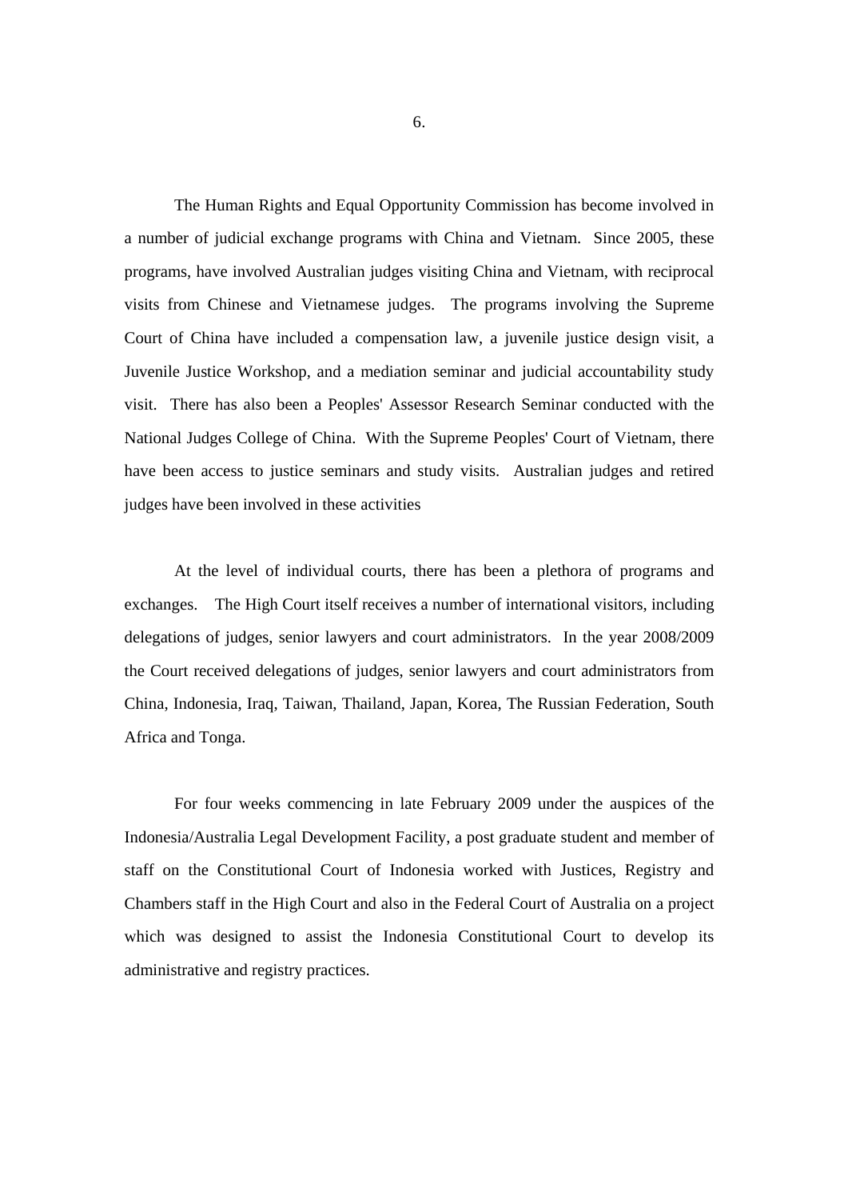The Human Rights and Equal Opportunity Commission has become involved in a number of judicial exchange programs with China and Vietnam. Since 2005, these programs, have involved Australian judges visiting China and Vietnam, with reciprocal visits from Chinese and Vietnamese judges. The programs involving the Supreme Court of China have included a compensation law, a juvenile justice design visit, a Juvenile Justice Workshop, and a mediation seminar and judicial accountability study visit. There has also been a Peoples' Assessor Research Seminar conducted with the National Judges College of China. With the Supreme Peoples' Court of Vietnam, there have been access to justice seminars and study visits. Australian judges and retired judges have been involved in these activities

At the level of individual courts, there has been a plethora of programs and exchanges. The High Court itself receives a number of international visitors, including delegations of judges, senior lawyers and court administrators. In the year 2008/2009 the Court received delegations of judges, senior lawyers and court administrators from China, Indonesia, Iraq, Taiwan, Thailand, Japan, Korea, The Russian Federation, South Africa and Tonga.

For four weeks commencing in late February 2009 under the auspices of the Indonesia/Australia Legal Development Facility, a post graduate student and member of staff on the Constitutional Court of Indonesia worked with Justices, Registry and Chambers staff in the High Court and also in the Federal Court of Australia on a project which was designed to assist the Indonesia Constitutional Court to develop its administrative and registry practices.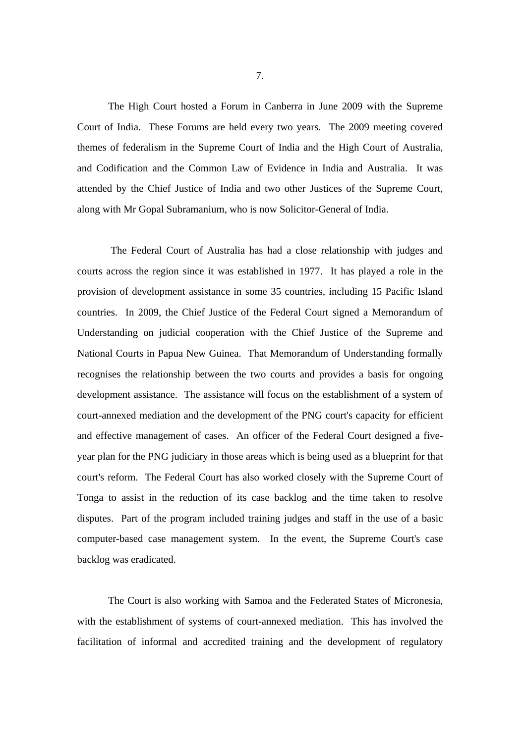The High Court hosted a Forum in Canberra in June 2009 with the Supreme Court of India. These Forums are held every two years. The 2009 meeting covered themes of federalism in the Supreme Court of India and the High Court of Australia, and Codification and the Common Law of Evidence in India and Australia. It was attended by the Chief Justice of India and two other Justices of the Supreme Court, along with Mr Gopal Subramanium, who is now Solicitor-General of India.

The Federal Court of Australia has had a close relationship with judges and courts across the region since it was established in 1977. It has played a role in the provision of development assistance in some 35 countries, including 15 Pacific Island countries. In 2009, the Chief Justice of the Federal Court signed a Memorandum of Understanding on judicial cooperation with the Chief Justice of the Supreme and National Courts in Papua New Guinea. That Memorandum of Understanding formally recognises the relationship between the two courts and provides a basis for ongoing development assistance. The assistance will focus on the establishment of a system of court-annexed mediation and the development of the PNG court's capacity for efficient and effective management of cases. An officer of the Federal Court designed a five-year plan for the PNG judiciary in those areas which is being used as a blueprint for that court's reform. The Federal Court has also worked closely with the Supreme Court of Tonga to assist in the reduction of its case backlog and the time taken to resolve disputes. Part of the program included training judges and staff in the use of a basic computer-based case management system. In the event, the Supreme Court's case backlog was eradicated.

The Court is also working with Samoa and the Federated States of Micronesia, with the establishment of systems of court-annexed mediation. This has involved the facilitation of informal and accredited training and the development of regulatory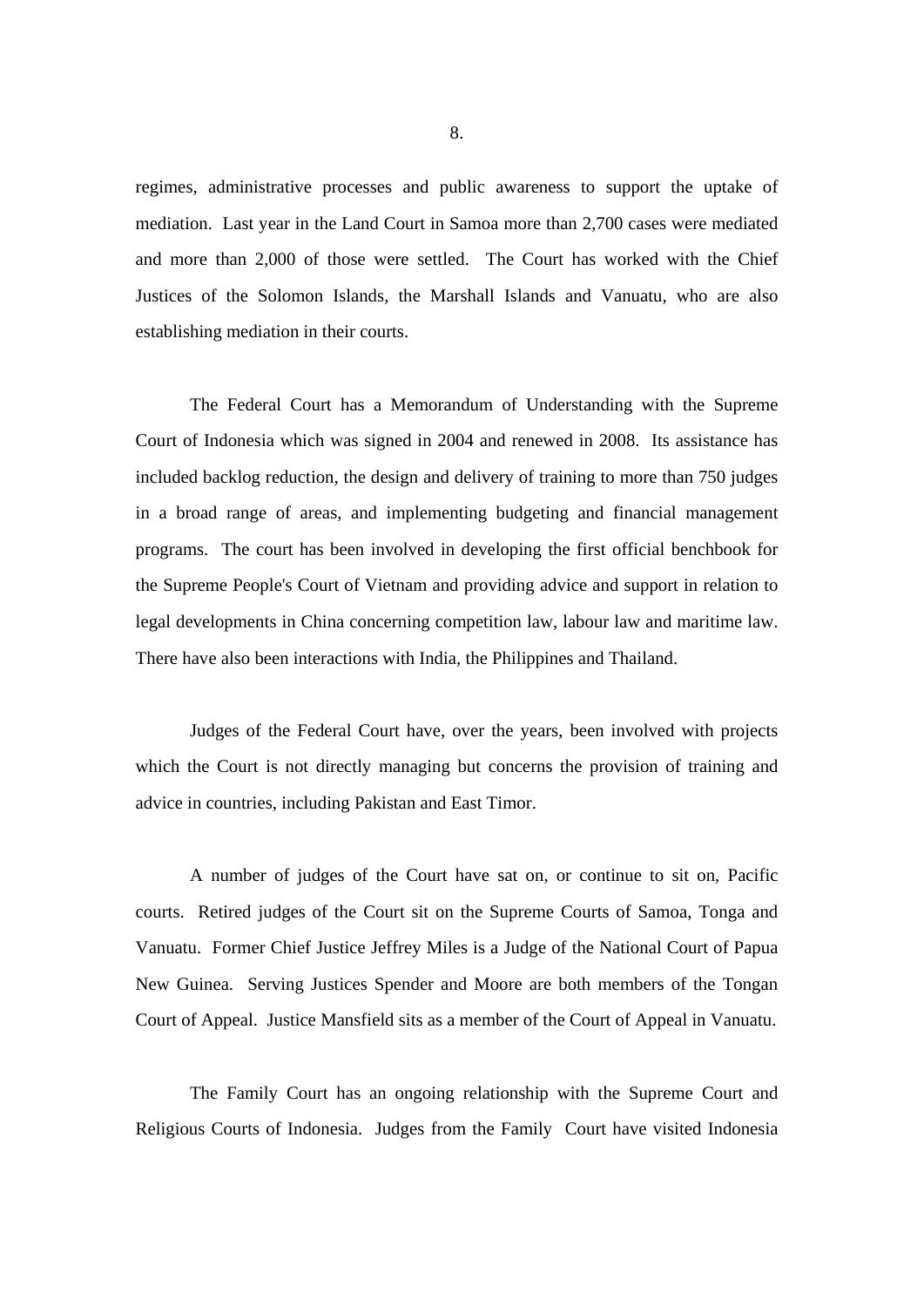regimes, administrative processes and public awareness to support the uptake of mediation. Last year in the Land Court in Samoa more than 2,700 cases were mediated and more than 2,000 of those were settled. The Court has worked with the Chief Justices of the Solomon Islands, the Marshall Islands and Vanuatu, who are also establishing mediation in their courts.

The Federal Court has a Memorandum of Understanding with the Supreme Court of Indonesia which was signed in 2004 and renewed in 2008. Its assistance has included backlog reduction, the design and delivery of training to more than 750 judges in a broad range of areas, and implementing budgeting and financial management programs. The court has been involved in developing the first official benchbook for the Supreme People's Court of Vietnam and providing advice and support in relation to legal developments in China concerning competition law, labour law and maritime law. There have also been interactions with India, the Philippines and Thailand.

Judges of the Federal Court have, over the years, been involved with projects which the Court is not directly managing but concerns the provision of training and advice in countries, including Pakistan and East Timor.

A number of judges of the Court have sat on, or continue to sit on, Pacific courts. Retired judges of the Court sit on the Supreme Courts of Samoa, Tonga and Vanuatu. Former Chief Justice Jeffrey Miles is a Judge of the National Court of Papua New Guinea. Serving Justices Spender and Moore are both members of the Tongan Court of Appeal. Justice Mansfield sits as a member of the Court of Appeal in Vanuatu.

The Family Court has an ongoing relationship with the Supreme Court and Religious Courts of Indonesia. Judges from the Family Court have visited Indonesia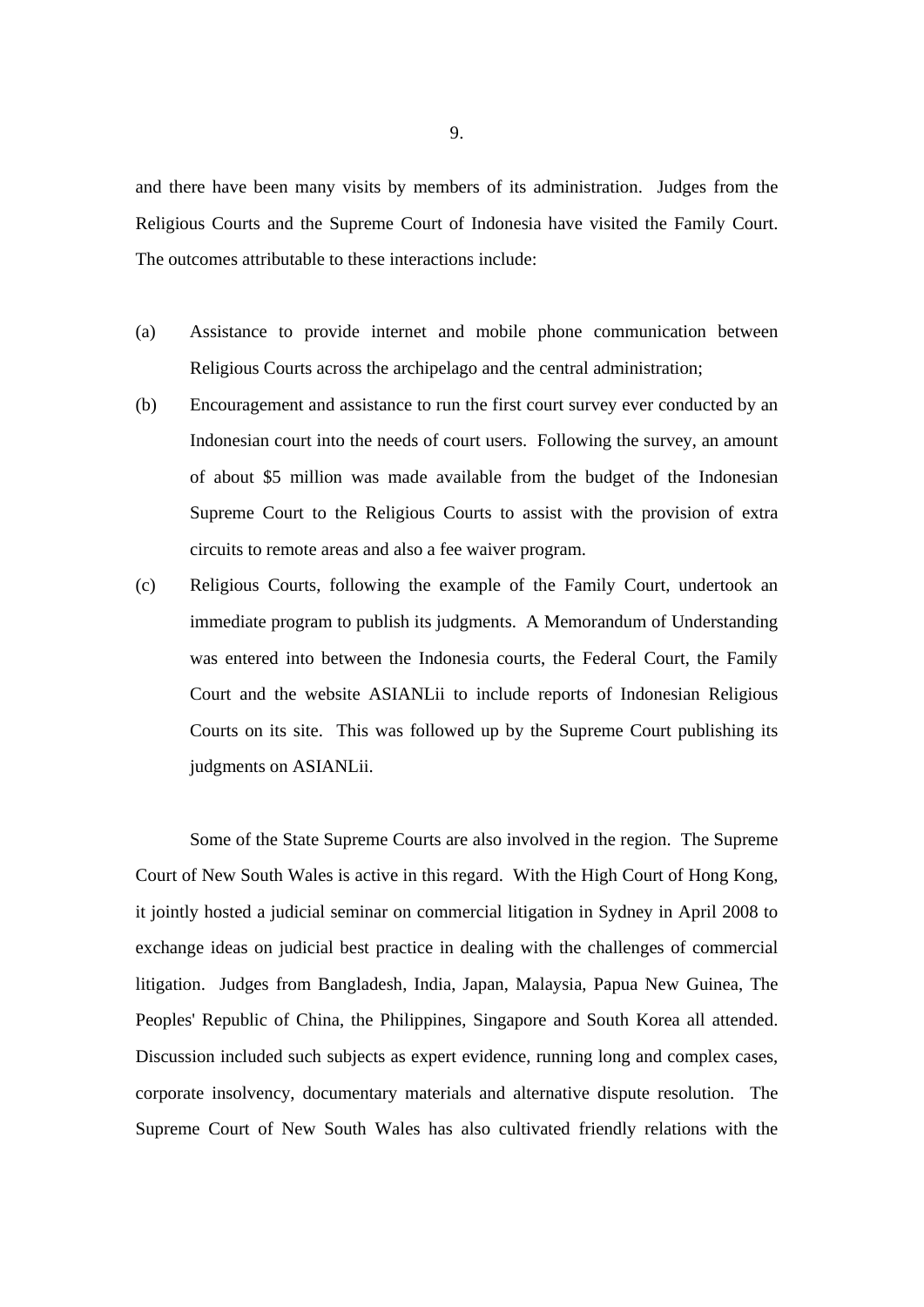and there have been many visits by members of its administration. Judges from the Religious Courts and the Supreme Court of Indonesia have visited the Family Court. The outcomes attributable to these interactions include:

(a) Assistance to provide internet and mobile phone communication between Religious Courts across the archipelago and the central administration;

(b) Encouragement and assistance to run the first court survey ever conducted by an Indonesian court into the needs of court users. Following the survey, an amount of about $5 million was made available from the budget of the Indonesian Supreme Court to the Religious Courts to assist with the provision of extra circuits to remote areas and also a fee waiver program.

(c) Religious Courts, following the example of the Family Court, undertook an immediate program to publish its judgments. A Memorandum of Understanding was entered into between the Indonesia courts, the Federal Court, the Family Court and the website ASIANLii to include reports of Indonesian Religious Courts on its site. This was followed up by the Supreme Court publishing its judgments on ASIANLii.

Some of the State Supreme Courts are also involved in the region. The Supreme Court of New South Wales is active in this regard. With the High Court of Hong Kong, it jointly hosted a judicial seminar on commercial litigation in Sydney in April 2008 to exchange ideas on judicial best practice in dealing with the challenges of commercial litigation. Judges from Bangladesh, India, Japan, Malaysia, Papua New Guinea, The Peoples' Republic of China, the Philippines, Singapore and South Korea all attended. Discussion included such subjects as expert evidence, running long and complex cases, corporate insolvency, documentary materials and alternative dispute resolution. The Supreme Court of New South Wales has also cultivated friendly relations with the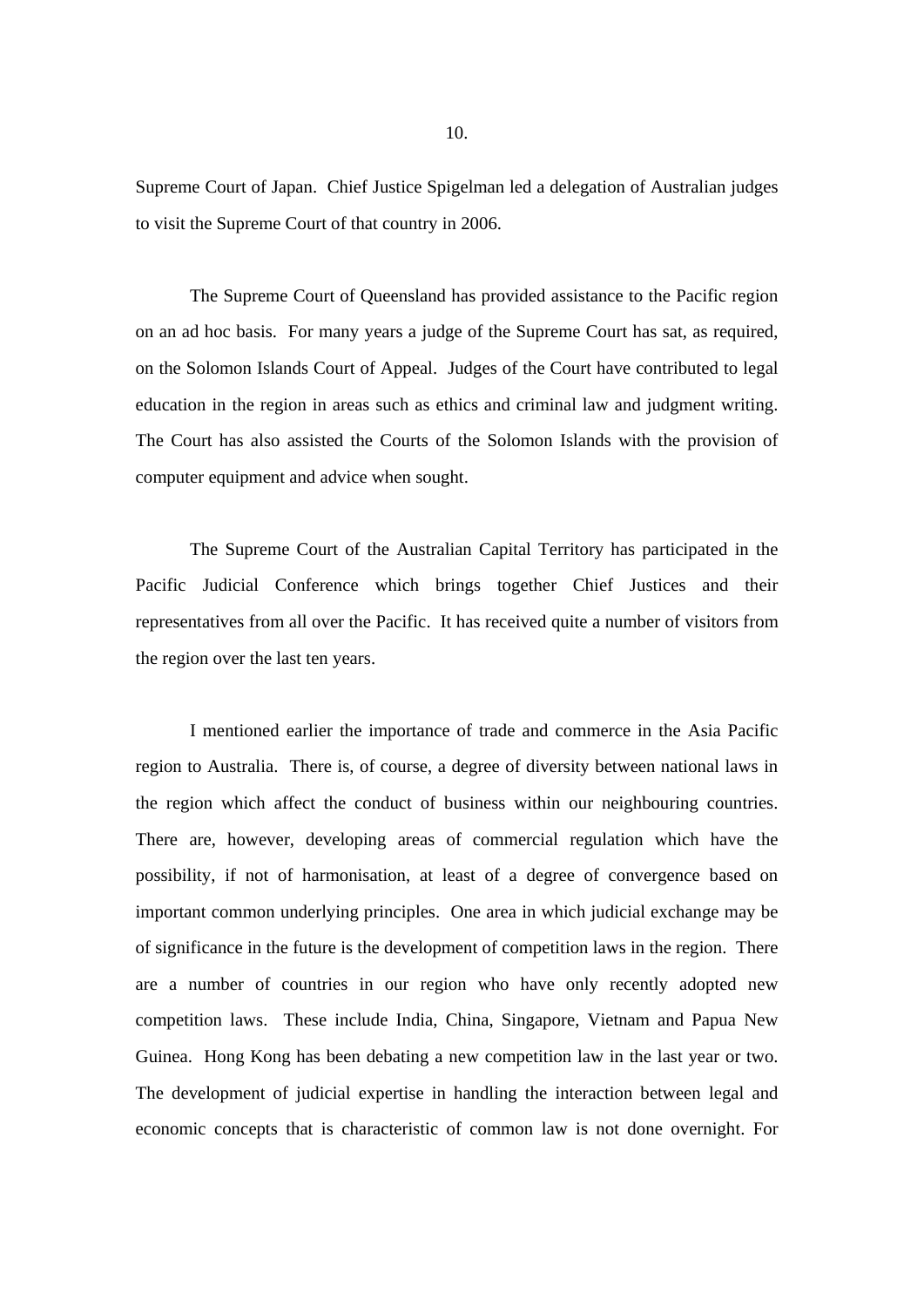Supreme Court of Japan. Chief Justice Spigelman led a delegation of Australian judges to visit the Supreme Court of that country in 2006.

The Supreme Court of Queensland has provided assistance to the Pacific region on an ad hoc basis. For many years a judge of the Supreme Court has sat, as required, on the Solomon Islands Court of Appeal. Judges of the Court have contributed to legal education in the region in areas such as ethics and criminal law and judgment writing. The Court has also assisted the Courts of the Solomon Islands with the provision of computer equipment and advice when sought.

The Supreme Court of the Australian Capital Territory has participated in the Pacific Judicial Conference which brings together Chief Justices and their representatives from all over the Pacific. It has received quite a number of visitors from the region over the last ten years.

I mentioned earlier the importance of trade and commerce in the Asia Pacific region to Australia. There is, of course, a degree of diversity between national laws in the region which affect the conduct of business within our neighbouring countries. There are, however, developing areas of commercial regulation which have the possibility, if not of harmonisation, at least of a degree of convergence based on important common underlying principles. One area in which judicial exchange may be of significance in the future is the development of competition laws in the region. There are a number of countries in our region who have only recently adopted new competition laws. These include India, China, Singapore, Vietnam and Papua New Guinea. Hong Kong has been debating a new competition law in the last year or two. The development of judicial expertise in handling the interaction between legal and economic concepts that is characteristic of common law is not done overnight. For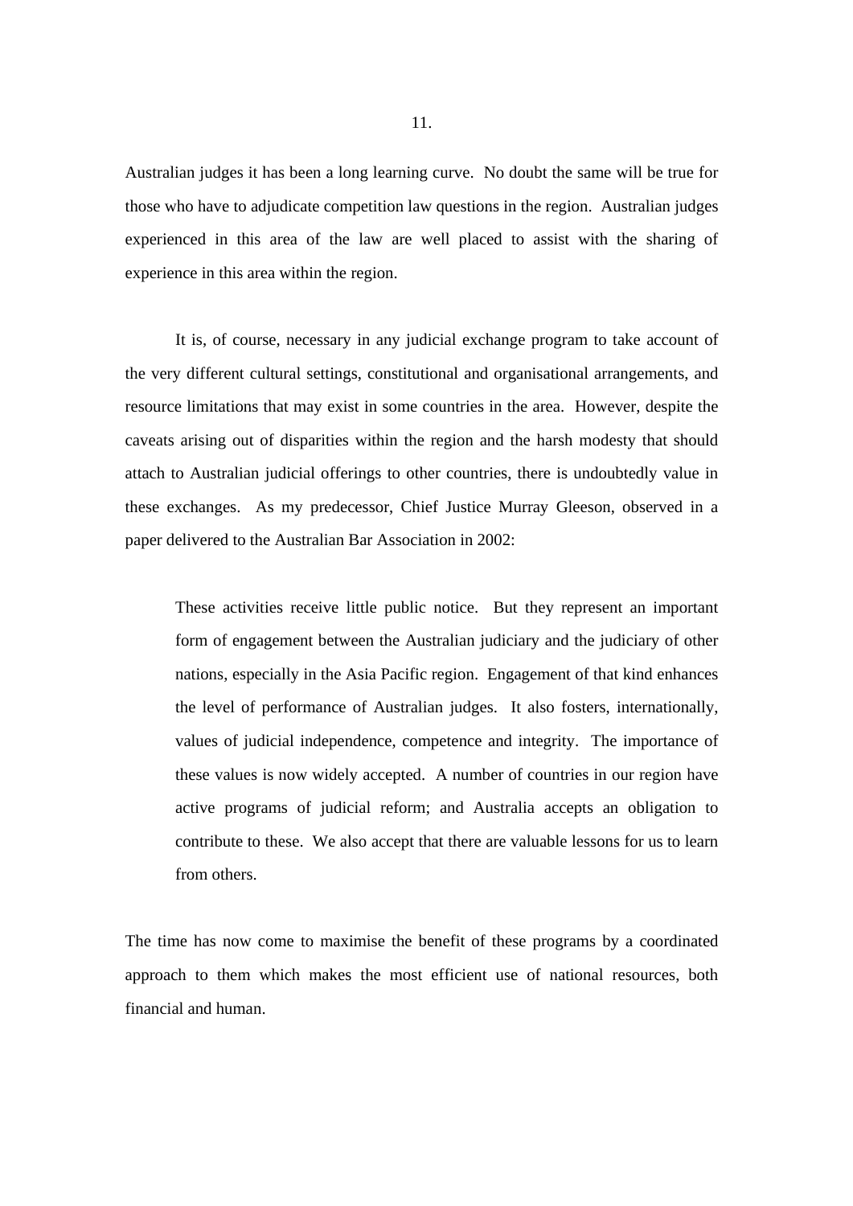Australian judges it has been a long learning curve. No doubt the same will be true for those who have to adjudicate competition law questions in the region. Australian judges experienced in this area of the law are well placed to assist with the sharing of experience in this area within the region.

It is, of course, necessary in any judicial exchange program to take account of the very different cultural settings, constitutional and organisational arrangements, and resource limitations that may exist in some countries in the area. However, despite the caveats arising out of disparities within the region and the harsh modesty that should attach to Australian judicial offerings to other countries, there is undoubtedly value in these exchanges. As my predecessor, Chief Justice Murray Gleeson, observed in a paper delivered to the Australian Bar Association in 2002:

> These activities receive little public notice. But they represent an important form of engagement between the Australian judiciary and the judiciary of other nations, especially in the Asia Pacific region. Engagement of that kind enhances the level of performance of Australian judges. It also fosters, internationally, values of judicial independence, competence and integrity. The importance of these values is now widely accepted. A number of countries in our region have active programs of judicial reform; and Australia accepts an obligation to contribute to these. We also accept that there are valuable lessons for us to learn from others.

The time has now come to maximise the benefit of these programs by a coordinated approach to them which makes the most efficient use of national resources, both financial and human.